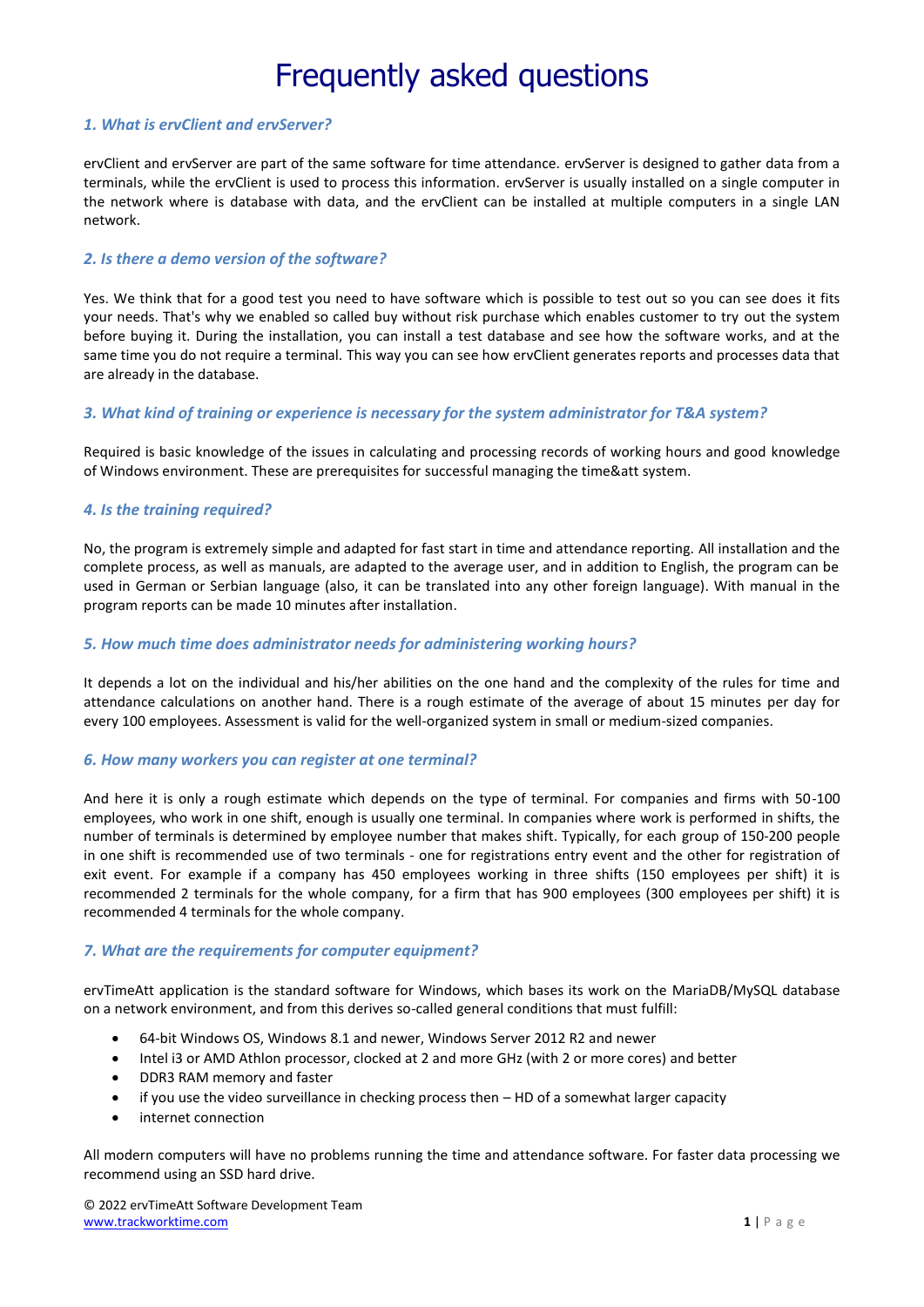# Frequently asked questions

### *1. What is ervClient and ervServer?*

ervClient and ervServer are part of the same software for time attendance. ervServer is designed to gather data from a terminals, while the ervClient is used to process this information. ervServer is usually installed on a single computer in the network where is database with data, and the ervClient can be installed at multiple computers in a single LAN network.

### *2. Is there a demo version of the software?*

Yes. We think that for a good test you need to have software which is possible to test out so you can see does it fits your needs. That's why we enabled so called buy without risk purchase which enables customer to try out the system before buying it. During the installation, you can install a test database and see how the software works, and at the same time you do not require a terminal. This way you can see how ervClient generates reports and processes data that are already in the database.

### *3. What kind of training or experience is necessary for the system administrator for T&A system?*

Required is basic knowledge of the issues in calculating and processing records of working hours and good knowledge of Windows environment. These are prerequisites for successful managing the time&att system.

### *4. Is the training required?*

No, the program is extremely simple and adapted for fast start in time and attendance reporting. All installation and the complete process, as well as manuals, are adapted to the average user, and in addition to English, the program can be used in German or Serbian language (also, it can be translated into any other foreign language). With manual in the program reports can be made 10 minutes after installation.

### *5. How much time does administrator needs for administering working hours?*

It depends a lot on the individual and his/her abilities on the one hand and the complexity of the rules for time and attendance calculations on another hand. There is a rough estimate of the average of about 15 minutes per day for every 100 employees. Assessment is valid for the well-organized system in small or medium-sized companies.

### *6. How many workers you can register at one terminal?*

And here it is only a rough estimate which depends on the type of terminal. For companies and firms with 50-100 employees, who work in one shift, enough is usually one terminal. In companies where work is performed in shifts, the number of terminals is determined by employee number that makes shift. Typically, for each group of 150-200 people in one shift is recommended use of two terminals - one for registrations entry event and the other for registration of exit event. For example if a company has 450 employees working in three shifts (150 employees per shift) it is recommended 2 terminals for the whole company, for a firm that has 900 employees (300 employees per shift) it is recommended 4 terminals for the whole company.

### *7. What are the requirements for computer equipment?*

ervTimeAtt application is the standard software for Windows, which bases its work on the MariaDB/MySQL database on a network environment, and from this derives so-called general conditions that must fulfill:

- 64-bit Windows OS, Windows 8.1 and newer, Windows Server 2012 R2 and newer
- Intel i3 or AMD Athlon processor, clocked at 2 and more GHz (with 2 or more cores) and better
- DDR3 RAM memory and faster
- if you use the video surveillance in checking process then – HD of a somewhat larger capacity
- internet connection

All modern computers will have no problems running the time and attendance software. For faster data processing we recommend using an SSD hard drive.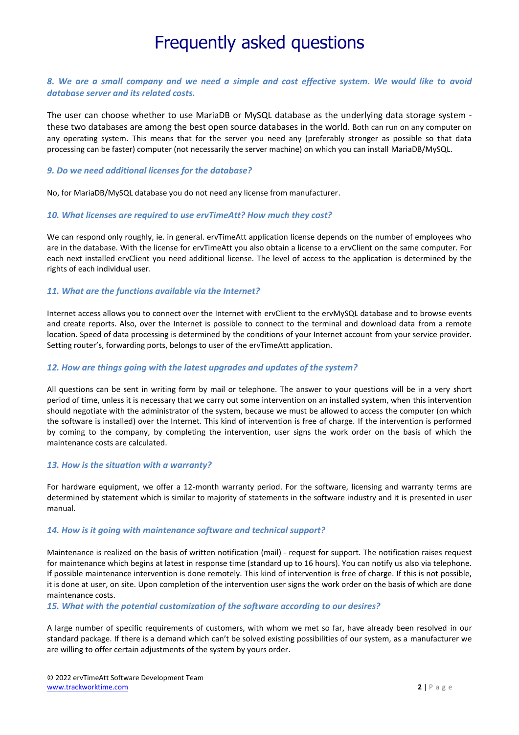# Frequently asked questions

### *8. We are a small company and we need a simple and cost effective system. We would like to avoid database server and its related costs.*

The user can choose whether to use MariaDB or MySQL database as the underlying data storage system - these two databases are among the best open source databases in the world. Both can run on any computer on any operating system. This means that for the server you need any (preferably stronger as possible so that data processing can be faster) computer (not necessarily the server machine) on which you can install MariaDB/MySQL.

### *9. Do we need additional licenses for the database?*

No, for MariaDB/MySQL database you do not need any license from manufacturer.

### *10. What licenses are required to use ervTimeAtt? How much they cost?*

We can respond only roughly, ie. in general. ervTimeAtt application license depends on the number of employees who are in the database. With the license for ervTimeAtt you also obtain a license to a ervClient on the same computer. For each next installed ervClient you need additional license. The level of access to the application is determined by the rights of each individual user.

### *11. What are the functions available via the Internet?*

Internet access allows you to connect over the Internet with ervClient to the ervMySQL database and to browse events and create reports. Also, over the Internet is possible to connect to the terminal and download data from a remote location. Speed of data processing is determined by the conditions of your Internet account from your service provider. Setting router's, forwarding ports, belongs to user of the ervTimeAtt application.

### *12. How are things going with the latest upgrades and updates of the system?*

All questions can be sent in writing form by mail or telephone. The answer to your questions will be in a very short period of time, unless it is necessary that we carry out some intervention on an installed system, when this intervention should negotiate with the administrator of the system, because we must be allowed to access the computer (on which the software is installed) over the Internet. This kind of intervention is free of charge. If the intervention is performed by coming to the company, by completing the intervention, user signs the work order on the basis of which the maintenance costs are calculated.

### *13. How is the situation with a warranty?*

For hardware equipment, we offer a 12-month warranty period. For the software, licensing and warranty terms are determined by statement which is similar to majority of statements in the software industry and it is presented in user manual.

### *14. How is it going with maintenance software and technical support?*

Maintenance is realized on the basis of written notification (mail) - request for support. The notification raises request for maintenance which begins at latest in response time (standard up to 16 hours). You can notify us also via telephone. If possible maintenance intervention is done remotely. This kind of intervention is free of charge. If this is not possible, it is done at user, on site. Upon completion of the intervention user signs the work order on the basis of which are done maintenance costs.

### *15. What with the potential customization of the software according to our desires?*

A large number of specific requirements of customers, with whom we met so far, have already been resolved in our standard package. If there is a demand which can't be solved existing possibilities of our system, as a manufacturer we are willing to offer certain adjustments of the system by yours order.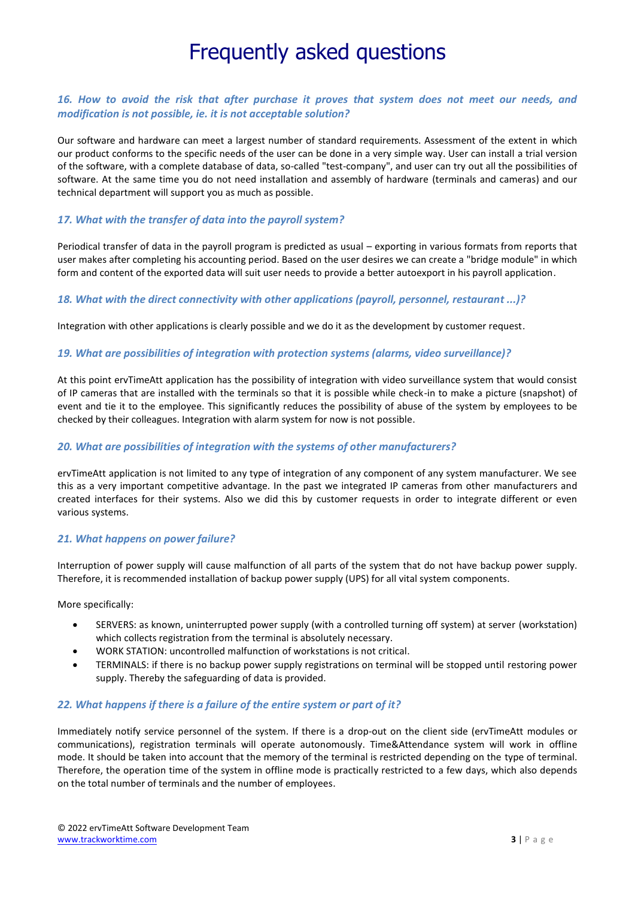# Frequently asked questions

### *16. How to avoid the risk that after purchase it proves that system does not meet our needs, and modification is not possible, ie. it is not acceptable solution?*

Our software and hardware can meet a largest number of standard requirements. Assessment of the extent in which our product conforms to the specific needs of the user can be done in a very simple way. User can install a trial version of the software, with a complete database of data, so-called "test-company", and user can try out all the possibilities of software. At the same time you do not need installation and assembly of hardware (terminals and cameras) and our technical department will support you as much as possible.

### *17. What with the transfer of data into the payroll system?*

Periodical transfer of data in the payroll program is predicted as usual – exporting in various formats from reports that user makes after completing his accounting period. Based on the user desires we can create a "bridge module" in which form and content of the exported data will suit user needs to provide a better autoexport in his payroll application.

### *18. What with the direct connectivity with other applications (payroll, personnel, restaurant ...)?*

Integration with other applications is clearly possible and we do it as the development by customer request.

### *19. What are possibilities of integration with protection systems (alarms, video surveillance)?*

At this point ervTimeAtt application has the possibility of integration with video surveillance system that would consist of IP cameras that are installed with the terminals so that it is possible while check-in to make a picture (snapshot) of event and tie it to the employee. This significantly reduces the possibility of abuse of the system by employees to be checked by their colleagues. Integration with alarm system for now is not possible.

### *20. What are possibilities of integration with the systems of other manufacturers?*

ervTimeAtt application is not limited to any type of integration of any component of any system manufacturer. We see this as a very important competitive advantage. In the past we integrated IP cameras from other manufacturers and created interfaces for their systems. Also we did this by customer requests in order to integrate different or even various systems.

### *21. What happens on power failure?*

Interruption of power supply will cause malfunction of all parts of the system that do not have backup power supply. Therefore, it is recommended installation of backup power supply (UPS) for all vital system components.

More specifically:

- SERVERS: as known, uninterrupted power supply (with a controlled turning off system) at server (workstation) which collects registration from the terminal is absolutely necessary.
- WORK STATION: uncontrolled malfunction of workstations is not critical.
- TERMINALS: if there is no backup power supply registrations on terminal will be stopped until restoring power supply. Thereby the safeguarding of data is provided.

### *22. What happens if there is a failure of the entire system or part of it?*

Immediately notify service personnel of the system. If there is a drop-out on the client side (ervTimeAtt modules or communications), registration terminals will operate autonomously. Time&Attendance system will work in offline mode. It should be taken into account that the memory of the terminal is restricted depending on the type of terminal. Therefore, the operation time of the system in offline mode is practically restricted to a few days, which also depends on the total number of terminals and the number of employees.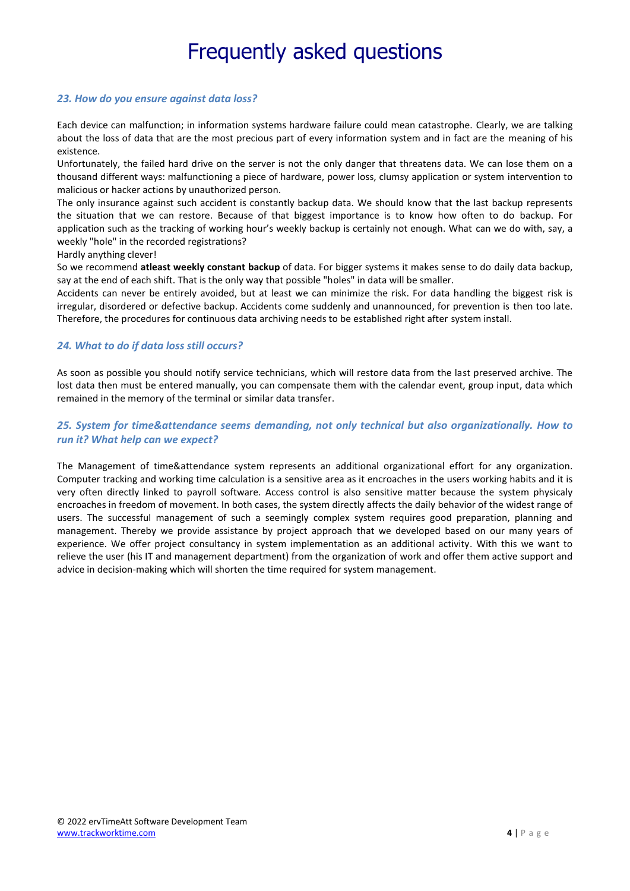# Frequently asked questions

### *23. How do you ensure against data loss?*

Each device can malfunction; in information systems hardware failure could mean catastrophe. Clearly, we are talking about the loss of data that are the most precious part of every information system and in fact are the meaning of his existence.
Unfortunately, the failed hard drive on the server is not the only danger that threatens data. We can lose them on a thousand different ways: malfunctioning a piece of hardware, power loss, clumsy application or system intervention to malicious or hacker actions by unauthorized person.
The only insurance against such accident is constantly backup data. We should know that the last backup represents the situation that we can restore. Because of that biggest importance is to know how often to do backup. For application such as the tracking of working hour's weekly backup is certainly not enough. What can we do with, say, a weekly "hole" in the recorded registrations?
Hardly anything clever!
So we recommend **atleast weekly constant backup** of data. For bigger systems it makes sense to do daily data backup, say at the end of each shift. That is the only way that possible "holes" in data will be smaller.
Accidents can never be entirely avoided, but at least we can minimize the risk. For data handling the biggest risk is irregular, disordered or defective backup. Accidents come suddenly and unannounced, for prevention is then too late. Therefore, the procedures for continuous data archiving needs to be established right after system install.

### *24. What to do if data loss still occurs?*

As soon as possible you should notify service technicians, which will restore data from the last preserved archive. The lost data then must be entered manually, you can compensate them with the calendar event, group input, data which remained in the memory of the terminal or similar data transfer.

### *25. System for time&attendance seems demanding, not only technical but also organizationally. How to run it? What help can we expect?*

The Management of time&attendance system represents an additional organizational effort for any organization. Computer tracking and working time calculation is a sensitive area as it encroaches in the users working habits and it is very often directly linked to payroll software. Access control is also sensitive matter because the system physicaly encroaches in freedom of movement. In both cases, the system directly affects the daily behavior of the widest range of users. The successful management of such a seemingly complex system requires good preparation, planning and management. Thereby we provide assistance by project approach that we developed based on our many years of experience. We offer project consultancy in system implementation as an additional activity. With this we want to relieve the user (his IT and management department) from the organization of work and offer them active support and advice in decision-making which will shorten the time required for system management.

© 2022 ervTimeAtt Software Development Team
www.trackworktime.com